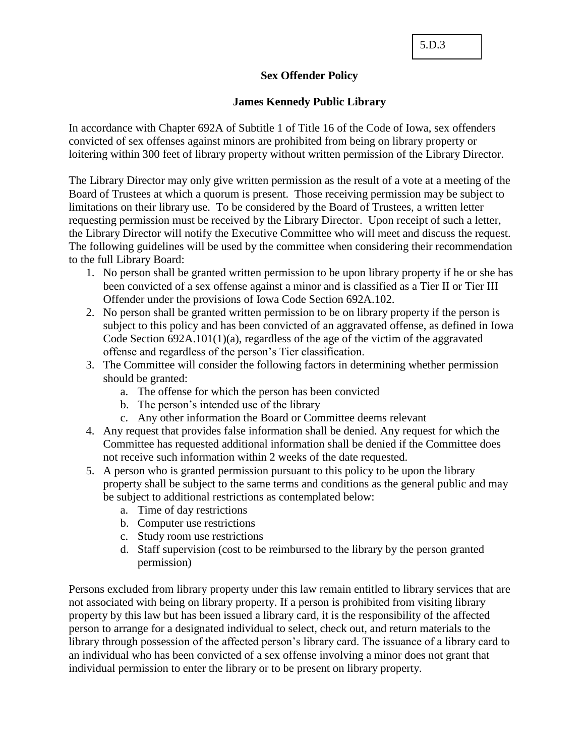5.D.3

# Sex Offender Policy

## James Kennedy Public Library

In accordance with Chapter 692A of Subtitle 1 of Title 16 of the Code of Iowa, sex offenders convicted of sex offenses against minors are prohibited from being on library property or loitering within 300 feet of library property without written permission of the Library Director.

The Library Director may only give written permission as the result of a vote at a meeting of the Board of Trustees at which a quorum is present. Those receiving permission may be subject to limitations on their library use. To be considered by the Board of Trustees, a written letter requesting permission must be received by the Library Director. Upon receipt of such a letter, the Library Director will notify the Executive Committee who will meet and discuss the request. The following guidelines will be used by the committee when considering their recommendation to the full Library Board:

1. No person shall be granted written permission to be upon library property if he or she has been convicted of a sex offense against a minor and is classified as a Tier II or Tier III Offender under the provisions of Iowa Code Section 692A.102.
2. No person shall be granted written permission to be on library property if the person is subject to this policy and has been convicted of an aggravated offense, as defined in Iowa Code Section 692A.101(1)(a), regardless of the age of the victim of the aggravated offense and regardless of the person's Tier classification.
3. The Committee will consider the following factors in determining whether permission should be granted:
   a. The offense for which the person has been convicted
   b. The person's intended use of the library
   c. Any other information the Board or Committee deems relevant
4. Any request that provides false information shall be denied. Any request for which the Committee has requested additional information shall be denied if the Committee does not receive such information within 2 weeks of the date requested.
5. A person who is granted permission pursuant to this policy to be upon the library property shall be subject to the same terms and conditions as the general public and may be subject to additional restrictions as contemplated below:
   a. Time of day restrictions
   b. Computer use restrictions
   c. Study room use restrictions
   d. Staff supervision (cost to be reimbursed to the library by the person granted permission)

Persons excluded from library property under this law remain entitled to library services that are not associated with being on library property. If a person is prohibited from visiting library property by this law but has been issued a library card, it is the responsibility of the affected person to arrange for a designated individual to select, check out, and return materials to the library through possession of the affected person's library card. The issuance of a library card to an individual who has been convicted of a sex offense involving a minor does not grant that individual permission to enter the library or to be present on library property.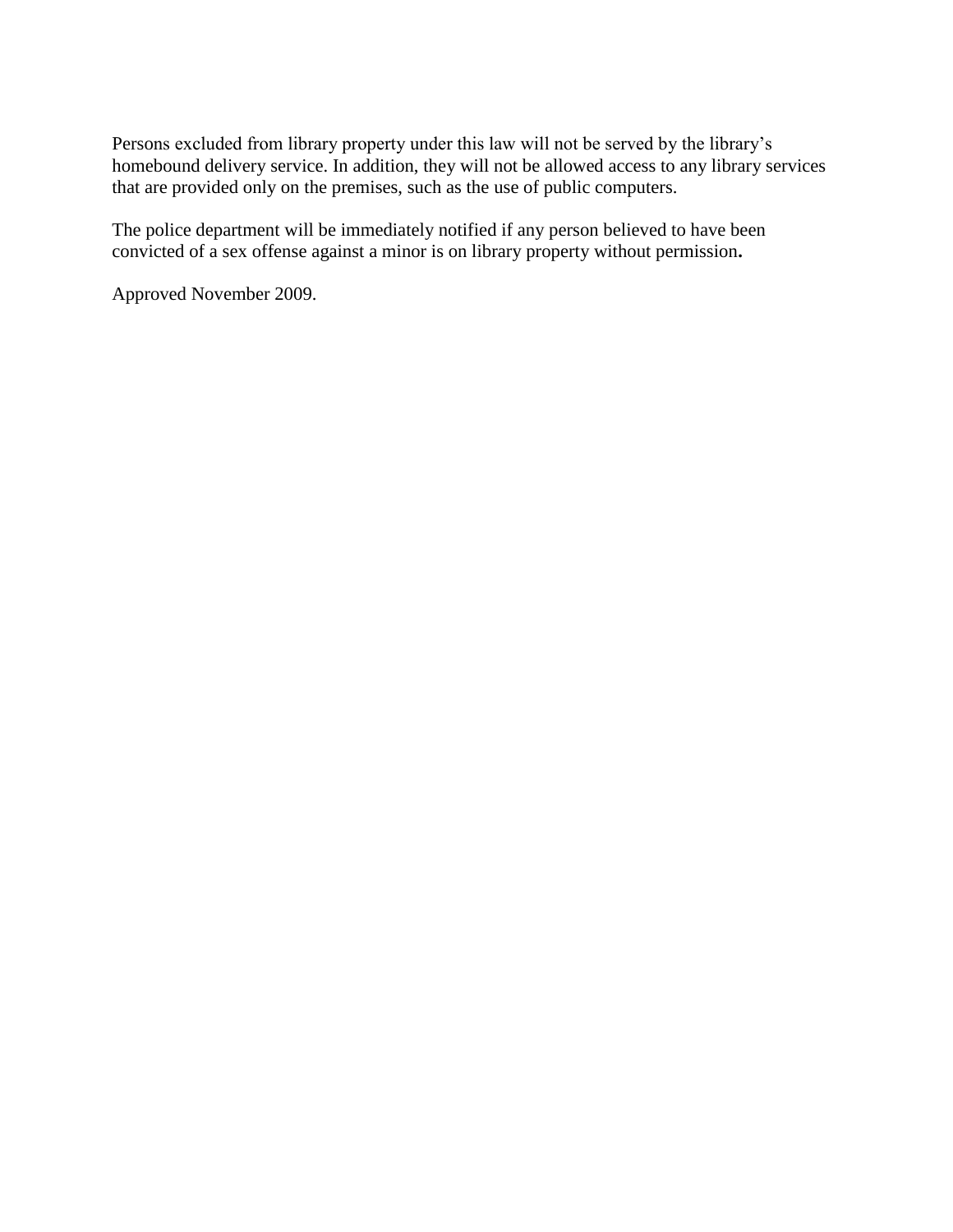Persons excluded from library property under this law will not be served by the library's homebound delivery service. In addition, they will not be allowed access to any library services that are provided only on the premises, such as the use of public computers.

The police department will be immediately notified if any person believed to have been convicted of a sex offense against a minor is on library property without permission.

Approved November 2009.